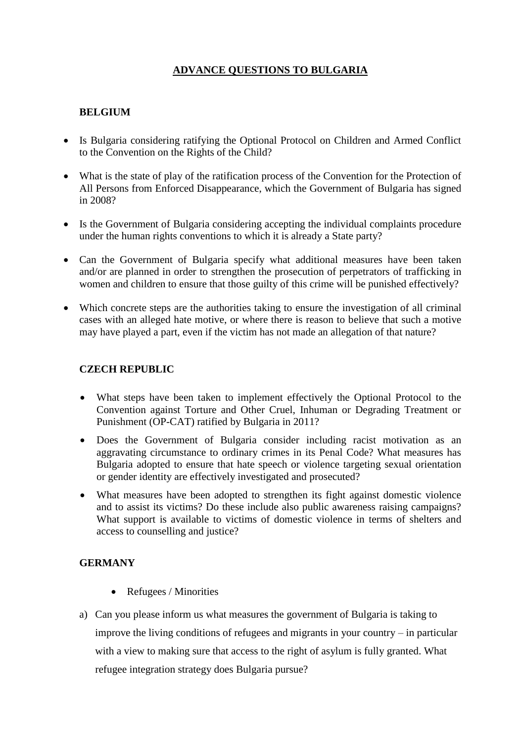# ADVANCE QUESTIONS TO BULGARIA

## BELGIUM

- Is Bulgaria considering ratifying the Optional Protocol on Children and Armed Conflict to the Convention on the Rights of the Child?
- What is the state of play of the ratification process of the Convention for the Protection of All Persons from Enforced Disappearance, which the Government of Bulgaria has signed in 2008?
- Is the Government of Bulgaria considering accepting the individual complaints procedure under the human rights conventions to which it is already a State party?
- Can the Government of Bulgaria specify what additional measures have been taken and/or are planned in order to strengthen the prosecution of perpetrators of trafficking in women and children to ensure that those guilty of this crime will be punished effectively?
- Which concrete steps are the authorities taking to ensure the investigation of all criminal cases with an alleged hate motive, or where there is reason to believe that such a motive may have played a part, even if the victim has not made an allegation of that nature?

## CZECH REPUBLIC

- What steps have been taken to implement effectively the Optional Protocol to the Convention against Torture and Other Cruel, Inhuman or Degrading Treatment or Punishment (OP-CAT) ratified by Bulgaria in 2011?
- Does the Government of Bulgaria consider including racist motivation as an aggravating circumstance to ordinary crimes in its Penal Code? What measures has Bulgaria adopted to ensure that hate speech or violence targeting sexual orientation or gender identity are effectively investigated and prosecuted?
- What measures have been adopted to strengthen its fight against domestic violence and to assist its victims? Do these include also public awareness raising campaigns? What support is available to victims of domestic violence in terms of shelters and access to counselling and justice?

## GERMANY

- Refugees / Minorities

a) Can you please inform us what measures the government of Bulgaria is taking to improve the living conditions of refugees and migrants in your country – in particular with a view to making sure that access to the right of asylum is fully granted. What refugee integration strategy does Bulgaria pursue?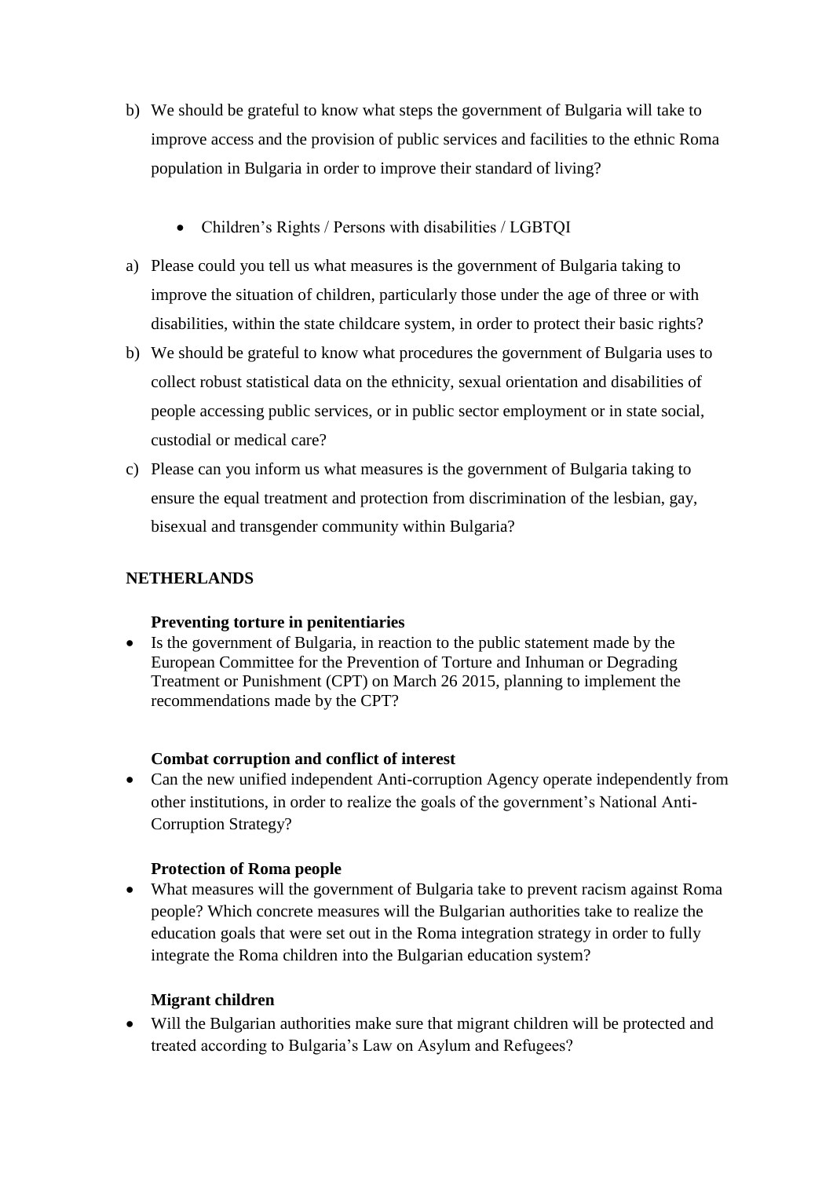b) We should be grateful to know what steps the government of Bulgaria will take to improve access and the provision of public services and facilities to the ethnic Roma population in Bulgaria in order to improve their standard of living?

- Children's Rights / Persons with disabilities / LGBTQI

a) Please could you tell us what measures is the government of Bulgaria taking to improve the situation of children, particularly those under the age of three or with disabilities, within the state childcare system, in order to protect their basic rights?

b) We should be grateful to know what procedures the government of Bulgaria uses to collect robust statistical data on the ethnicity, sexual orientation and disabilities of people accessing public services, or in public sector employment or in state social, custodial or medical care?

c) Please can you inform us what measures is the government of Bulgaria taking to ensure the equal treatment and protection from discrimination of the lesbian, gay, bisexual and transgender community within Bulgaria?

**NETHERLANDS**

**Preventing torture in penitentiaries**

- Is the government of Bulgaria, in reaction to the public statement made by the European Committee for the Prevention of Torture and Inhuman or Degrading Treatment or Punishment (CPT) on March 26 2015, planning to implement the recommendations made by the CPT?

**Combat corruption and conflict of interest**

- Can the new unified independent Anti-corruption Agency operate independently from other institutions, in order to realize the goals of the government's National Anti-Corruption Strategy?

**Protection of Roma people**

- What measures will the government of Bulgaria take to prevent racism against Roma people? Which concrete measures will the Bulgarian authorities take to realize the education goals that were set out in the Roma integration strategy in order to fully integrate the Roma children into the Bulgarian education system?

**Migrant children**

- Will the Bulgarian authorities make sure that migrant children will be protected and treated according to Bulgaria's Law on Asylum and Refugees?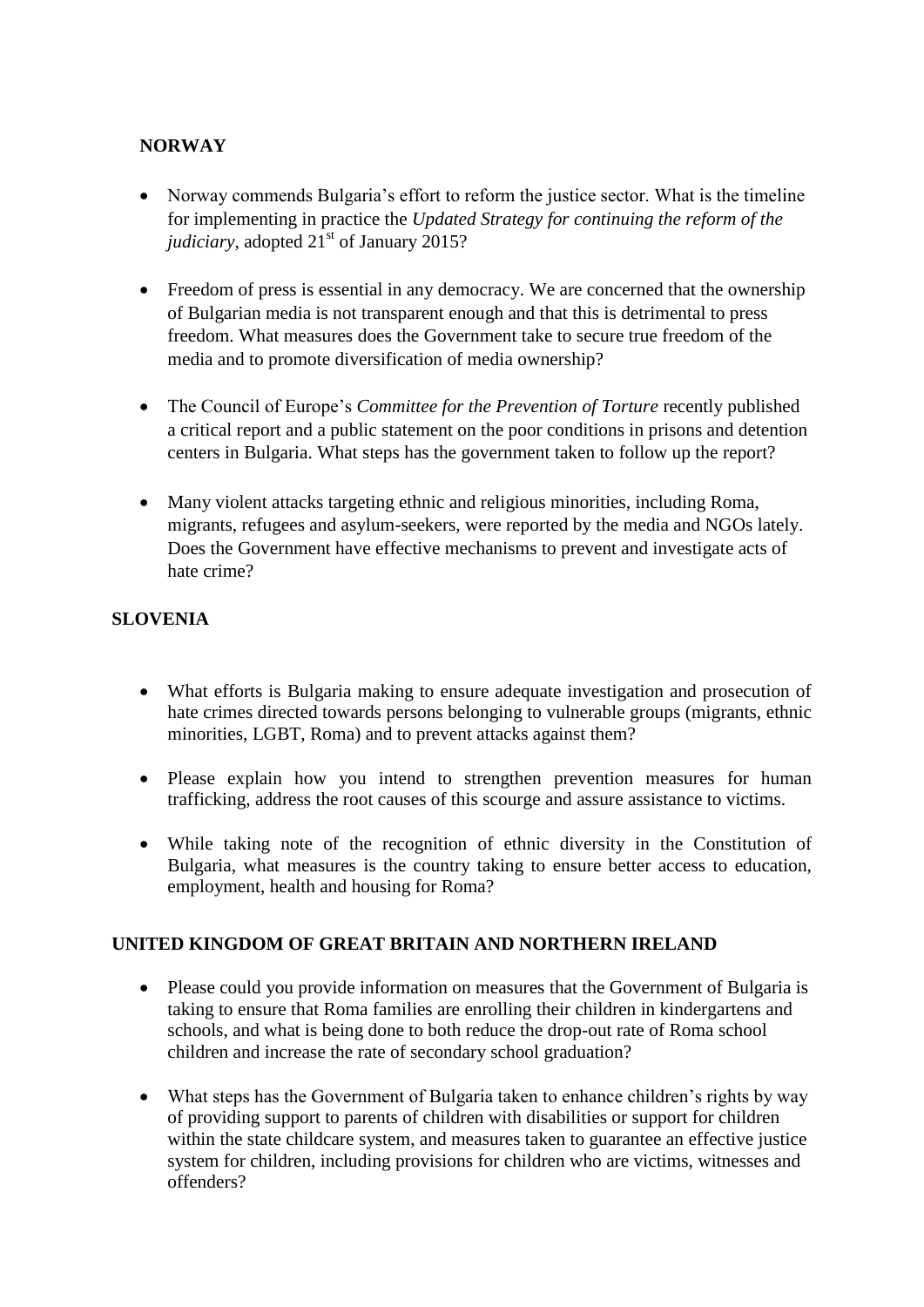## NORWAY

- Norway commends Bulgaria's effort to reform the justice sector. What is the timeline for implementing in practice the *Updated Strategy for continuing the reform of the judiciary*, adopted 21st of January 2015?

- Freedom of press is essential in any democracy. We are concerned that the ownership of Bulgarian media is not transparent enough and that this is detrimental to press freedom. What measures does the Government take to secure true freedom of the media and to promote diversification of media ownership?

- The Council of Europe's *Committee for the Prevention of Torture* recently published a critical report and a public statement on the poor conditions in prisons and detention centers in Bulgaria. What steps has the government taken to follow up the report?

- Many violent attacks targeting ethnic and religious minorities, including Roma, migrants, refugees and asylum-seekers, were reported by the media and NGOs lately. Does the Government have effective mechanisms to prevent and investigate acts of hate crime?

## SLOVENIA

- What efforts is Bulgaria making to ensure adequate investigation and prosecution of hate crimes directed towards persons belonging to vulnerable groups (migrants, ethnic minorities, LGBT, Roma) and to prevent attacks against them?

- Please explain how you intend to strengthen prevention measures for human trafficking, address the root causes of this scourge and assure assistance to victims.

- While taking note of the recognition of ethnic diversity in the Constitution of Bulgaria, what measures is the country taking to ensure better access to education, employment, health and housing for Roma?

## UNITED KINGDOM OF GREAT BRITAIN AND NORTHERN IRELAND

- Please could you provide information on measures that the Government of Bulgaria is taking to ensure that Roma families are enrolling their children in kindergartens and schools, and what is being done to both reduce the drop-out rate of Roma school children and increase the rate of secondary school graduation?

- What steps has the Government of Bulgaria taken to enhance children's rights by way of providing support to parents of children with disabilities or support for children within the state childcare system, and measures taken to guarantee an effective justice system for children, including provisions for children who are victims, witnesses and offenders?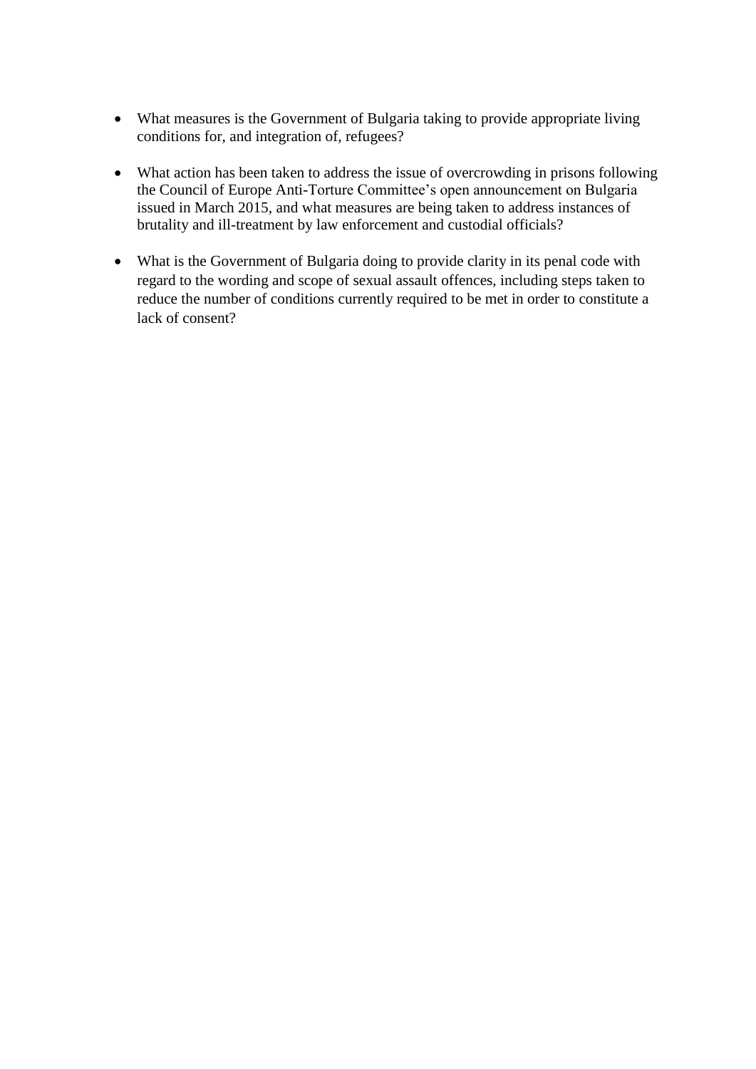- What measures is the Government of Bulgaria taking to provide appropriate living conditions for, and integration of, refugees?

- What action has been taken to address the issue of overcrowding in prisons following the Council of Europe Anti-Torture Committee's open announcement on Bulgaria issued in March 2015, and what measures are being taken to address instances of brutality and ill-treatment by law enforcement and custodial officials?

- What is the Government of Bulgaria doing to provide clarity in its penal code with regard to the wording and scope of sexual assault offences, including steps taken to reduce the number of conditions currently required to be met in order to constitute a lack of consent?